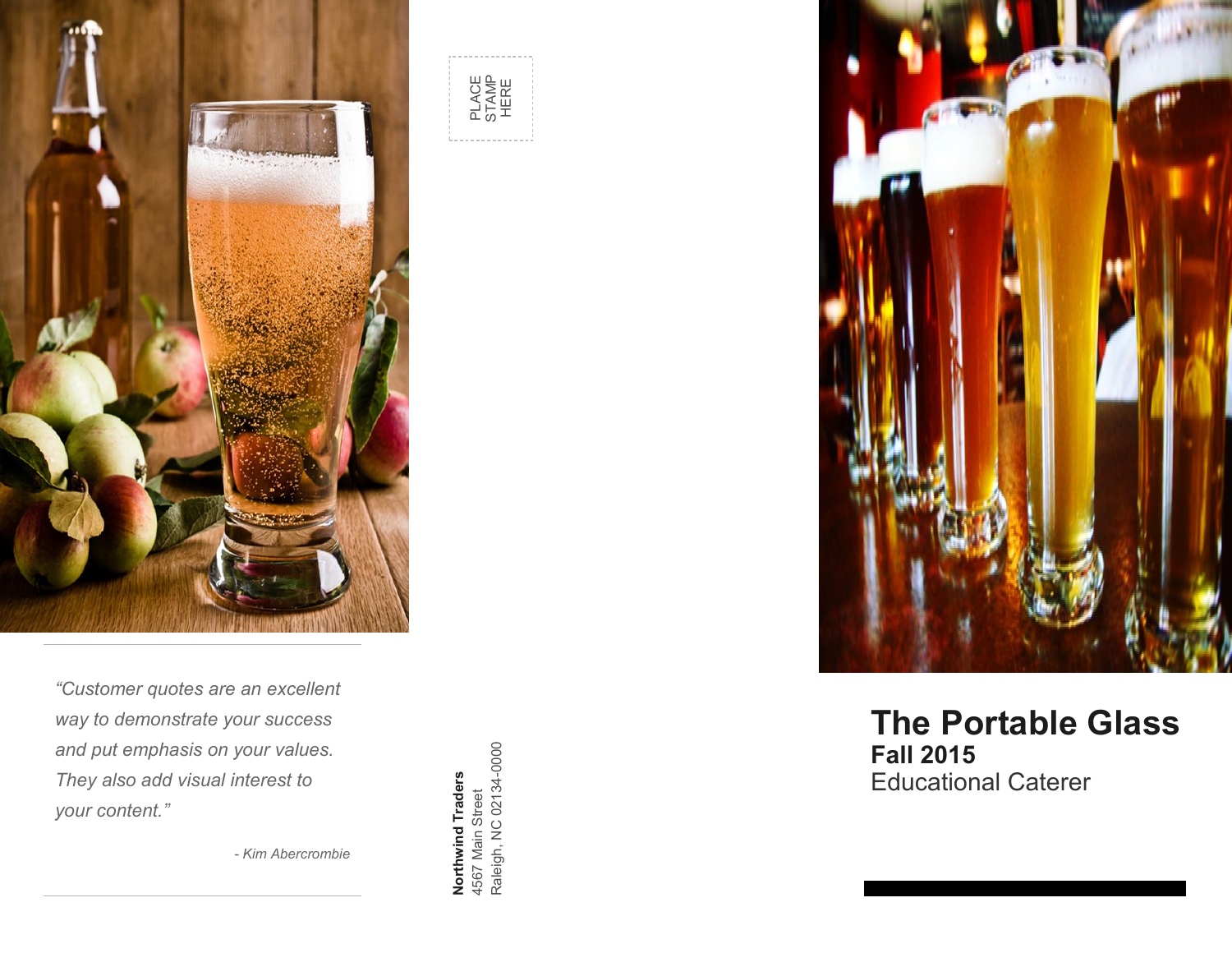"Customer quotes are an excellent way to demonstrate your success and put emphasis on your values. They also add visual interest to your content."

- Kim Abercrombie

PLACE STAMP HERE

**Northwind Traders**
4567 Main Street
Raleigh, NC 02134-0000

# The Portable Glass

**Fall 2015**

Educational Caterer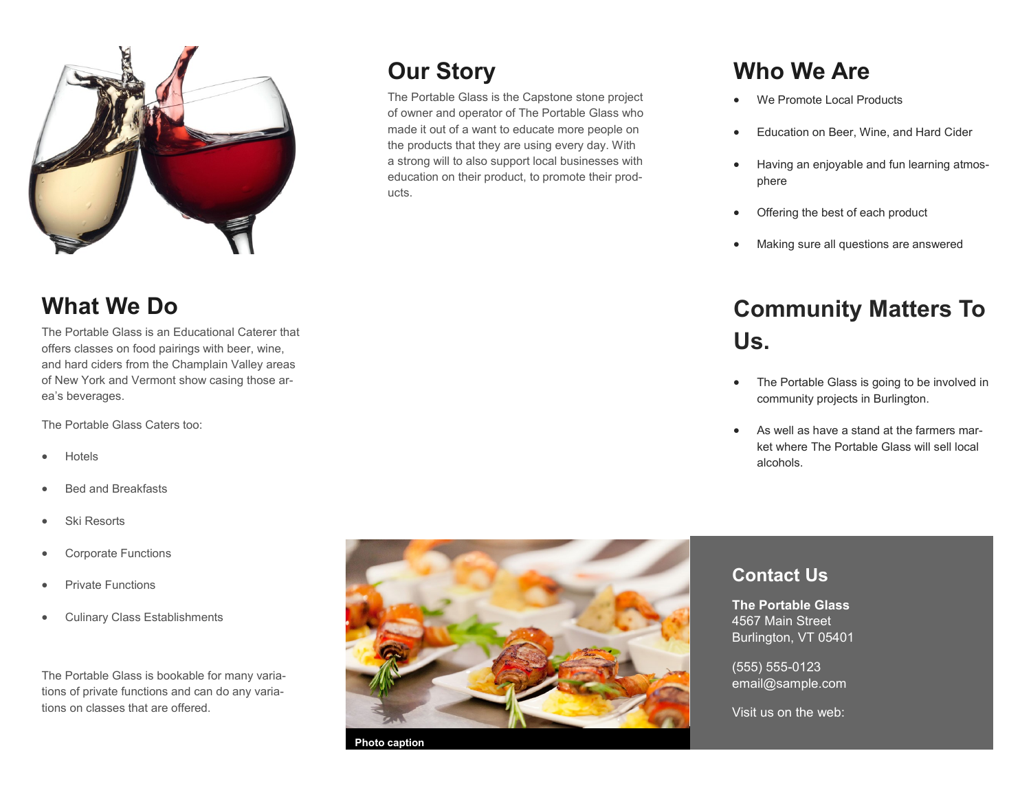## Our Story

The Portable Glass is the Capstone stone project of owner and operator of The Portable Glass who made it out of a want to educate more people on the products that they are using every day. With a strong will to also support local businesses with education on their product, to promote their products.

## Who We Are

- We Promote Local Products
- Education on Beer, Wine, and Hard Cider
- Having an enjoyable and fun learning atmosphere
- Offering the best of each product
- Making sure all questions are answered

## What We Do

The Portable Glass is an Educational Caterer that offers classes on food pairings with beer, wine, and hard ciders from the Champlain Valley areas of New York and Vermont show casing those area's beverages.

The Portable Glass Caters too:

- Hotels
- Bed and Breakfasts
- Ski Resorts
- Corporate Functions
- Private Functions
- Culinary Class Establishments

The Portable Glass is bookable for many variations of private functions and can do any variations on classes that are offered.

## Community Matters To Us.

- The Portable Glass is going to be involved in community projects in Burlington.
- As well as have a stand at the farmers market where The Portable Glass will sell local alcohols.

Photo caption

## Contact Us

**The Portable Glass**
4567 Main Street
Burlington, VT 05401

(555) 555-0123
email@sample.com

Visit us on the web: